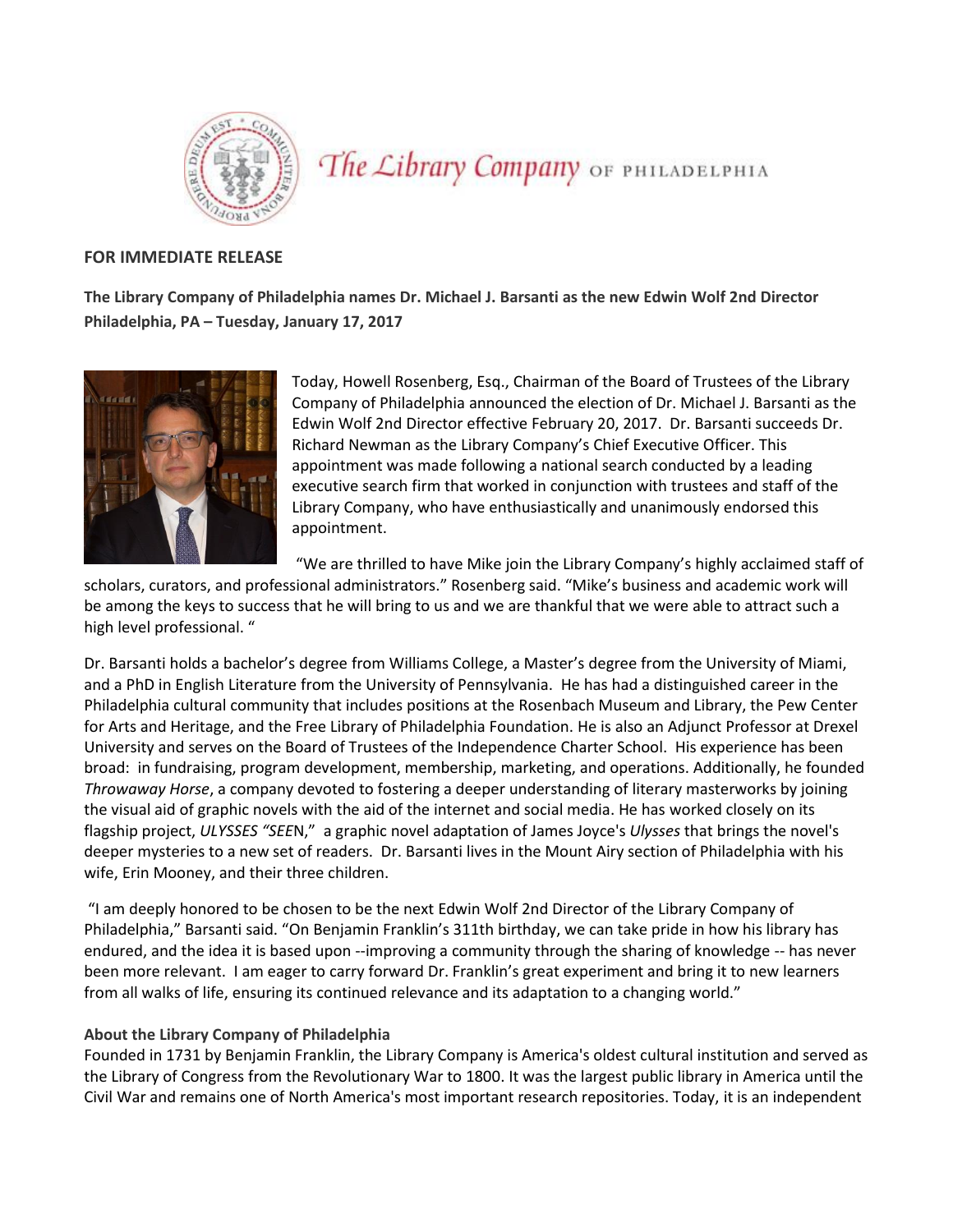The Library Company OF PHILADELPHIA

**FOR IMMEDIATE RELEASE**

**The Library Company of Philadelphia names Dr. Michael J. Barsanti as the new Edwin Wolf 2nd Director**
**Philadelphia, PA – Tuesday, January 17, 2017**

Today, Howell Rosenberg, Esq., Chairman of the Board of Trustees of the Library Company of Philadelphia announced the election of Dr. Michael J. Barsanti as the Edwin Wolf 2nd Director effective February 20, 2017. Dr. Barsanti succeeds Dr. Richard Newman as the Library Company's Chief Executive Officer. This appointment was made following a national search conducted by a leading executive search firm that worked in conjunction with trustees and staff of the Library Company, who have enthusiastically and unanimously endorsed this appointment.

"We are thrilled to have Mike join the Library Company's highly acclaimed staff of scholars, curators, and professional administrators." Rosenberg said. "Mike's business and academic work will be among the keys to success that he will bring to us and we are thankful that we were able to attract such a high level professional. "

Dr. Barsanti holds a bachelor's degree from Williams College, a Master's degree from the University of Miami, and a PhD in English Literature from the University of Pennsylvania. He has had a distinguished career in the Philadelphia cultural community that includes positions at the Rosenbach Museum and Library, the Pew Center for Arts and Heritage, and the Free Library of Philadelphia Foundation. He is also an Adjunct Professor at Drexel University and serves on the Board of Trustees of the Independence Charter School. His experience has been broad: in fundraising, program development, membership, marketing, and operations. Additionally, he founded *Throwaway Horse*, a company devoted to fostering a deeper understanding of literary masterworks by joining the visual aid of graphic novels with the aid of the internet and social media. He has worked closely on its flagship project, *ULYSSES "SEE*N," a graphic novel adaptation of James Joyce's *Ulysses* that brings the novel's deeper mysteries to a new set of readers. Dr. Barsanti lives in the Mount Airy section of Philadelphia with his wife, Erin Mooney, and their three children.

"I am deeply honored to be chosen to be the next Edwin Wolf 2nd Director of the Library Company of Philadelphia," Barsanti said. "On Benjamin Franklin's 311th birthday, we can take pride in how his library has endured, and the idea it is based upon --improving a community through the sharing of knowledge -- has never been more relevant. I am eager to carry forward Dr. Franklin's great experiment and bring it to new learners from all walks of life, ensuring its continued relevance and its adaptation to a changing world."

**About the Library Company of Philadelphia**
Founded in 1731 by Benjamin Franklin, the Library Company is America's oldest cultural institution and served as the Library of Congress from the Revolutionary War to 1800. It was the largest public library in America until the Civil War and remains one of North America's most important research repositories. Today, it is an independent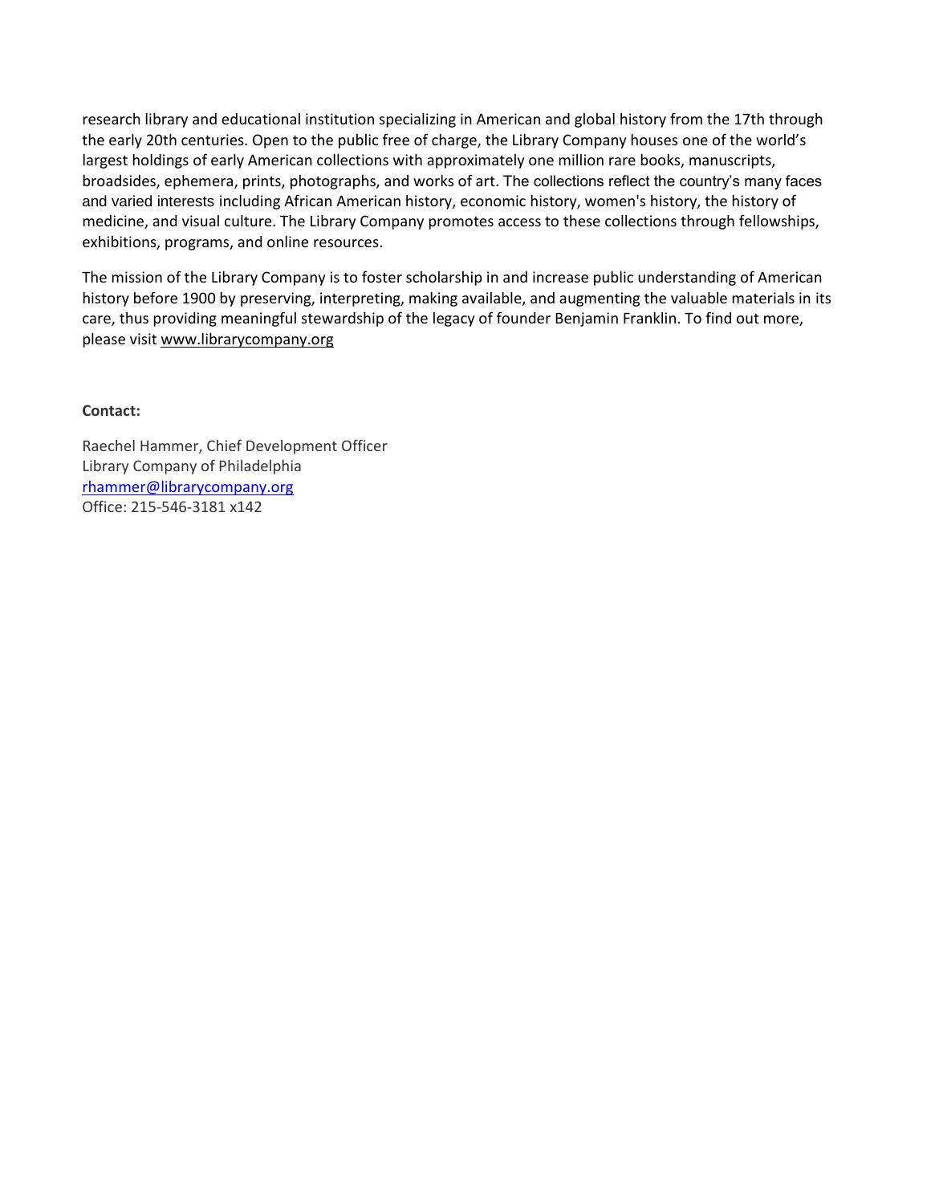research library and educational institution specializing in American and global history from the 17th through the early 20th centuries. Open to the public free of charge, the Library Company houses one of the world's largest holdings of early American collections with approximately one million rare books, manuscripts, broadsides, ephemera, prints, photographs, and works of art. The collections reflect the country's many faces and varied interests including African American history, economic history, women's history, the history of medicine, and visual culture. The Library Company promotes access to these collections through fellowships, exhibitions, programs, and online resources.

The mission of the Library Company is to foster scholarship in and increase public understanding of American history before 1900 by preserving, interpreting, making available, and augmenting the valuable materials in its care, thus providing meaningful stewardship of the legacy of founder Benjamin Franklin. To find out more, please visit www.librarycompany.org

**Contact:**

Raechel Hammer, Chief Development Officer
Library Company of Philadelphia
rhammer@librarycompany.org
Office: 215-546-3181 x142